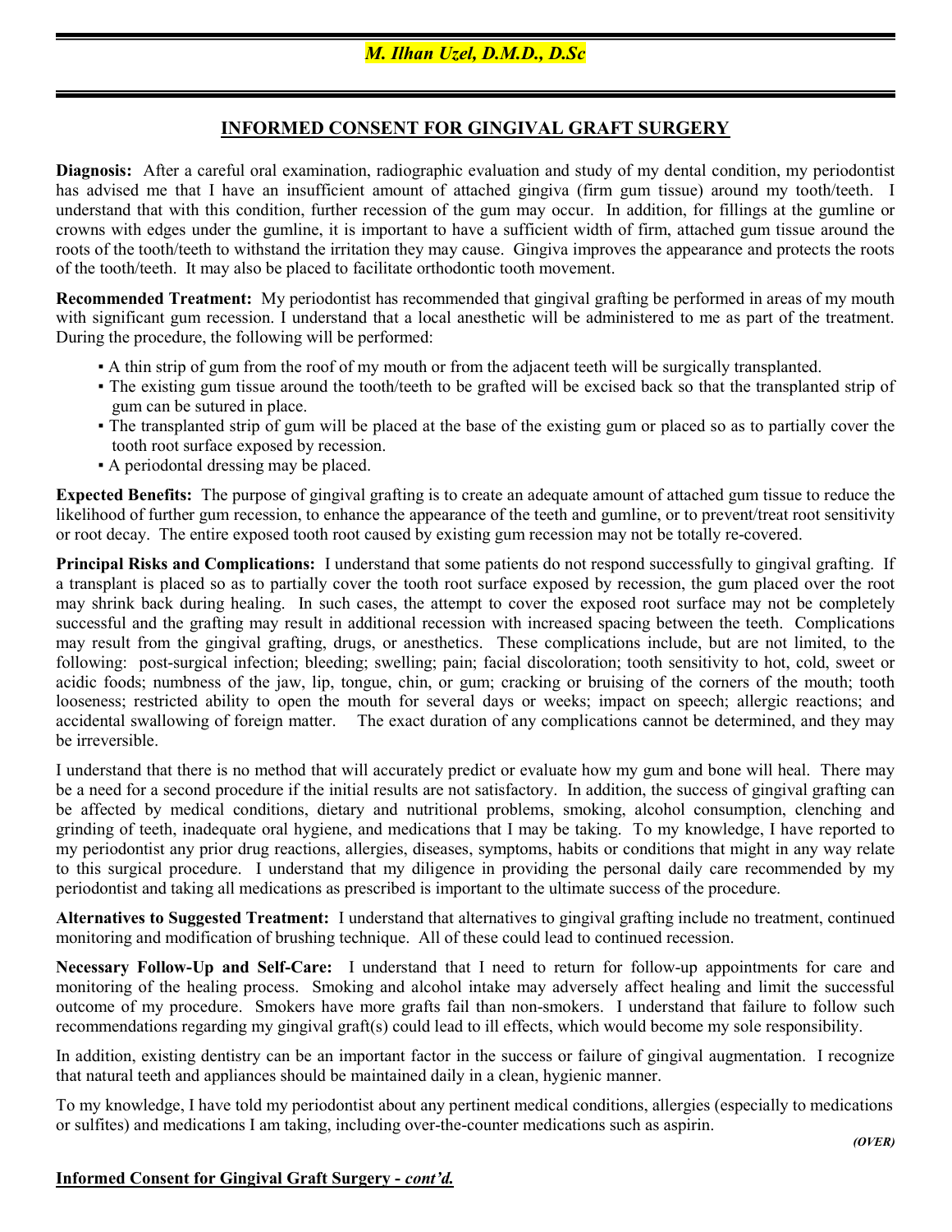*M. Ilhan Uzel, D.M.D., D.Sc*

## INFORMED CONSENT FOR GINGIVAL GRAFT SURGERY

**Diagnosis:** After a careful oral examination, radiographic evaluation and study of my dental condition, my periodontist has advised me that I have an insufficient amount of attached gingiva (firm gum tissue) around my tooth/teeth. I understand that with this condition, further recession of the gum may occur. In addition, for fillings at the gumline or crowns with edges under the gumline, it is important to have a sufficient width of firm, attached gum tissue around the roots of the tooth/teeth to withstand the irritation they may cause. Gingiva improves the appearance and protects the roots of the tooth/teeth. It may also be placed to facilitate orthodontic tooth movement.

**Recommended Treatment:** My periodontist has recommended that gingival grafting be performed in areas of my mouth with significant gum recession. I understand that a local anesthetic will be administered to me as part of the treatment. During the procedure, the following will be performed:

- A thin strip of gum from the roof of my mouth or from the adjacent teeth will be surgically transplanted.
- The existing gum tissue around the tooth/teeth to be grafted will be excised back so that the transplanted strip of gum can be sutured in place.
- The transplanted strip of gum will be placed at the base of the existing gum or placed so as to partially cover the tooth root surface exposed by recession.
- A periodontal dressing may be placed.

**Expected Benefits:** The purpose of gingival grafting is to create an adequate amount of attached gum tissue to reduce the likelihood of further gum recession, to enhance the appearance of the teeth and gumline, or to prevent/treat root sensitivity or root decay. The entire exposed tooth root caused by existing gum recession may not be totally re-covered.

**Principal Risks and Complications:** I understand that some patients do not respond successfully to gingival grafting. If a transplant is placed so as to partially cover the tooth root surface exposed by recession, the gum placed over the root may shrink back during healing. In such cases, the attempt to cover the exposed root surface may not be completely successful and the grafting may result in additional recession with increased spacing between the teeth. Complications may result from the gingival grafting, drugs, or anesthetics. These complications include, but are not limited, to the following: post-surgical infection; bleeding; swelling; pain; facial discoloration; tooth sensitivity to hot, cold, sweet or acidic foods; numbness of the jaw, lip, tongue, chin, or gum; cracking or bruising of the corners of the mouth; tooth looseness; restricted ability to open the mouth for several days or weeks; impact on speech; allergic reactions; and accidental swallowing of foreign matter. The exact duration of any complications cannot be determined, and they may be irreversible.

I understand that there is no method that will accurately predict or evaluate how my gum and bone will heal. There may be a need for a second procedure if the initial results are not satisfactory. In addition, the success of gingival grafting can be affected by medical conditions, dietary and nutritional problems, smoking, alcohol consumption, clenching and grinding of teeth, inadequate oral hygiene, and medications that I may be taking. To my knowledge, I have reported to my periodontist any prior drug reactions, allergies, diseases, symptoms, habits or conditions that might in any way relate to this surgical procedure. I understand that my diligence in providing the personal daily care recommended by my periodontist and taking all medications as prescribed is important to the ultimate success of the procedure.

**Alternatives to Suggested Treatment:** I understand that alternatives to gingival grafting include no treatment, continued monitoring and modification of brushing technique. All of these could lead to continued recession.

**Necessary Follow-Up and Self-Care:** I understand that I need to return for follow-up appointments for care and monitoring of the healing process. Smoking and alcohol intake may adversely affect healing and limit the successful outcome of my procedure. Smokers have more grafts fail than non-smokers. I understand that failure to follow such recommendations regarding my gingival graft(s) could lead to ill effects, which would become my sole responsibility.

In addition, existing dentistry can be an important factor in the success or failure of gingival augmentation. I recognize that natural teeth and appliances should be maintained daily in a clean, hygienic manner.

To my knowledge, I have told my periodontist about any pertinent medical conditions, allergies (especially to medications or sulfites) and medications I am taking, including over-the-counter medications such as aspirin.

***(OVER)***

**Informed Consent for Gingival Graft Surgery - *cont'd.***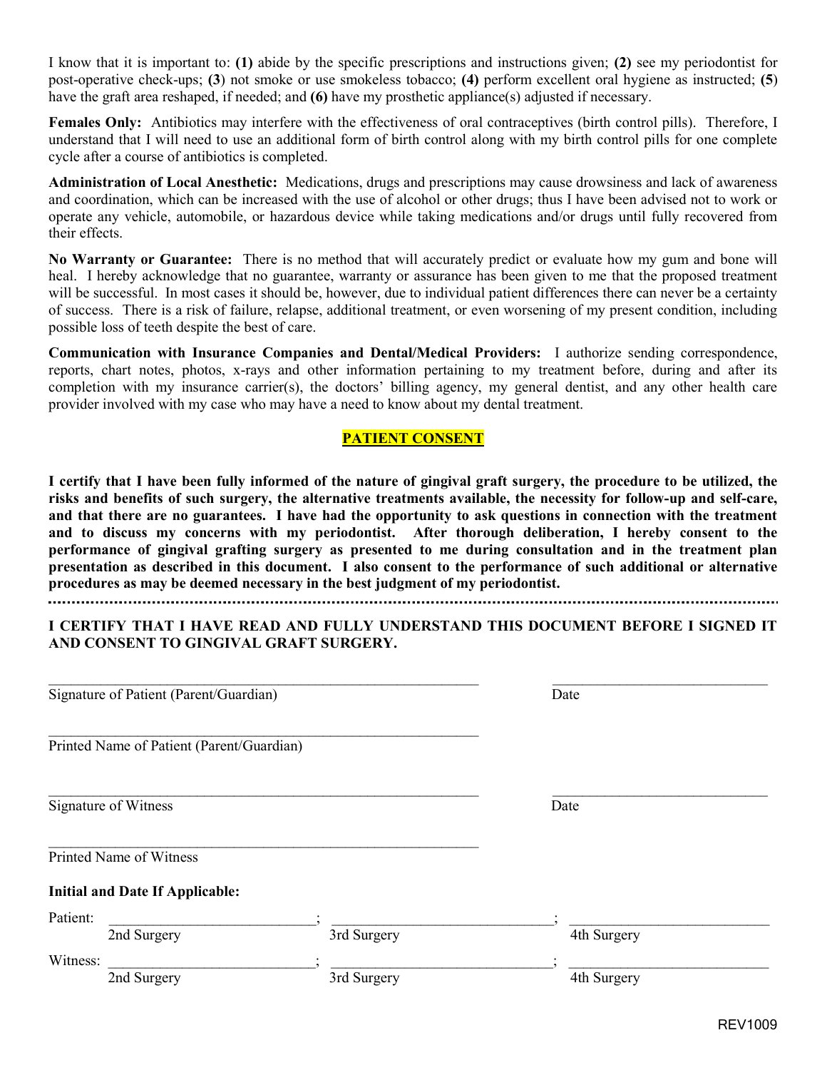I know that it is important to: **(1)** abide by the specific prescriptions and instructions given; **(2)** see my periodontist for post-operative check-ups; **(3)** not smoke or use smokeless tobacco; **(4)** perform excellent oral hygiene as instructed; **(5)** have the graft area reshaped, if needed; and **(6)** have my prosthetic appliance(s) adjusted if necessary.

**Females Only:** Antibiotics may interfere with the effectiveness of oral contraceptives (birth control pills). Therefore, I understand that I will need to use an additional form of birth control along with my birth control pills for one complete cycle after a course of antibiotics is completed.

**Administration of Local Anesthetic:** Medications, drugs and prescriptions may cause drowsiness and lack of awareness and coordination, which can be increased with the use of alcohol or other drugs; thus I have been advised not to work or operate any vehicle, automobile, or hazardous device while taking medications and/or drugs until fully recovered from their effects.

**No Warranty or Guarantee:** There is no method that will accurately predict or evaluate how my gum and bone will heal. I hereby acknowledge that no guarantee, warranty or assurance has been given to me that the proposed treatment will be successful. In most cases it should be, however, due to individual patient differences there can never be a certainty of success. There is a risk of failure, relapse, additional treatment, or even worsening of my present condition, including possible loss of teeth despite the best of care.

**Communication with Insurance Companies and Dental/Medical Providers:** I authorize sending correspondence, reports, chart notes, photos, x-rays and other information pertaining to my treatment before, during and after its completion with my insurance carrier(s), the doctors' billing agency, my general dentist, and any other health care provider involved with my case who may have a need to know about my dental treatment.

## PATIENT CONSENT

**I certify that I have been fully informed of the nature of gingival graft surgery, the procedure to be utilized, the risks and benefits of such surgery, the alternative treatments available, the necessity for follow-up and self-care, and that there are no guarantees. I have had the opportunity to ask questions in connection with the treatment and to discuss my concerns with my periodontist. After thorough deliberation, I hereby consent to the performance of gingival grafting surgery as presented to me during consultation and in the treatment plan presentation as described in this document. I also consent to the performance of such additional or alternative procedures as may be deemed necessary in the best judgment of my periodontist.**

**I CERTIFY THAT I HAVE READ AND FULLY UNDERSTAND THIS DOCUMENT BEFORE I SIGNED IT AND CONSENT TO GINGIVAL GRAFT SURGERY.**

\_\_\_\_\_\_\_\_\_\_\_\_\_\_\_\_\_\_\_\_\_\_\_\_\_\_\_\_\_\_\_\_\_\_\_\_\_\_\_\_ \_\_\_\_\_\_\_\_\_\_\_\_\_\_\_\_\_\_\_\_
Signature of Patient (Parent/Guardian) Date

\_\_\_\_\_\_\_\_\_\_\_\_\_\_\_\_\_\_\_\_\_\_\_\_\_\_\_\_\_\_\_\_\_\_\_\_\_\_\_\_
Printed Name of Patient (Parent/Guardian)

\_\_\_\_\_\_\_\_\_\_\_\_\_\_\_\_\_\_\_\_\_\_\_\_\_\_\_\_\_\_\_\_\_\_\_\_\_\_\_\_ \_\_\_\_\_\_\_\_\_\_\_\_\_\_\_\_\_\_\_\_
Signature of Witness Date

\_\_\_\_\_\_\_\_\_\_\_\_\_\_\_\_\_\_\_\_\_\_\_\_\_\_\_\_\_\_\_\_\_\_\_\_\_\_\_\_
Printed Name of Witness

**Initial and Date If Applicable:**

Patient: \_\_\_\_\_\_\_\_\_\_\_\_\_\_\_\_\_\_; \_\_\_\_\_\_\_\_\_\_\_\_\_\_\_\_\_\_; \_\_\_\_\_\_\_\_\_\_\_\_\_\_\_\_\_\_
2nd Surgery 3rd Surgery 4th Surgery

Witness: \_\_\_\_\_\_\_\_\_\_\_\_\_\_\_\_\_\_; \_\_\_\_\_\_\_\_\_\_\_\_\_\_\_\_\_\_; \_\_\_\_\_\_\_\_\_\_\_\_\_\_\_\_\_\_
2nd Surgery 3rd Surgery 4th Surgery

REV1009